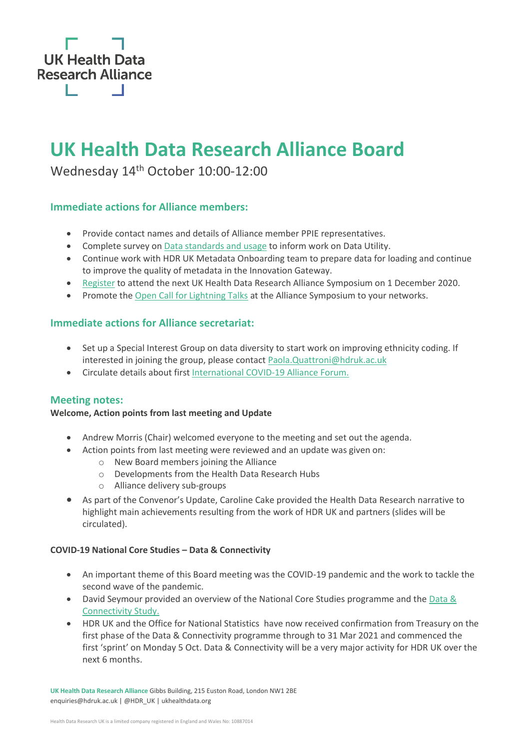UK Health Data Research Alliance

# UK Health Data Research Alliance Board

Wednesday 14th October 10:00-12:00

## Immediate actions for Alliance members:

- Provide contact names and details of Alliance member PPIE representatives.
- Complete survey on Data standards and usage to inform work on Data Utility.
- Continue work with HDR UK Metadata Onboarding team to prepare data for loading and continue to improve the quality of metadata in the Innovation Gateway.
- Register to attend the next UK Health Data Research Alliance Symposium on 1 December 2020.
- Promote the Open Call for Lightning Talks at the Alliance Symposium to your networks.

## Immediate actions for Alliance secretariat:

- Set up a Special Interest Group on data diversity to start work on improving ethnicity coding. If interested in joining the group, please contact Paola.Quattroni@hdruk.ac.uk
- Circulate details about first International COVID-19 Alliance Forum.

## Meeting notes:

**Welcome, Action points from last meeting and Update**

- Andrew Morris (Chair) welcomed everyone to the meeting and set out the agenda.
- Action points from last meeting were reviewed and an update was given on:
  - New Board members joining the Alliance
  - Developments from the Health Data Research Hubs
  - Alliance delivery sub-groups
- As part of the Convenor's Update, Caroline Cake provided the Health Data Research narrative to highlight main achievements resulting from the work of HDR UK and partners (slides will be circulated).

**COVID-19 National Core Studies – Data & Connectivity**

- An important theme of this Board meeting was the COVID-19 pandemic and the work to tackle the second wave of the pandemic.
- David Seymour provided an overview of the National Core Studies programme and the Data & Connectivity Study.
- HDR UK and the Office for National Statistics have now received confirmation from Treasury on the first phase of the Data & Connectivity programme through to 31 Mar 2021 and commenced the first 'sprint' on Monday 5 Oct. Data & Connectivity will be a very major activity for HDR UK over the next 6 months.

**UK Health Data Research Alliance** Gibbs Building, 215 Euston Road, London NW1 2BE
enquiries@hdruk.ac.uk | @HDR_UK | ukhealthdata.org

Health Data Research UK is a limited company registered in England and Wales No: 10887014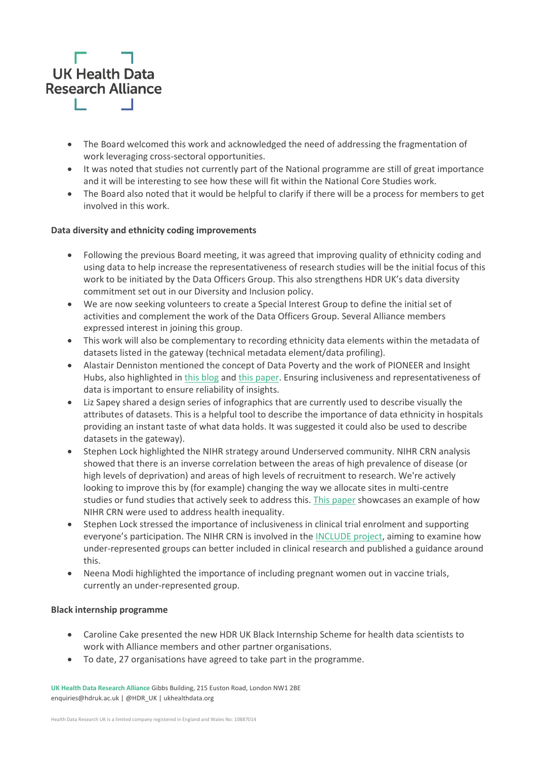- The Board welcomed this work and acknowledged the need of addressing the fragmentation of work leveraging cross-sectoral opportunities.
- It was noted that studies not currently part of the National programme are still of great importance and it will be interesting to see how these will fit within the National Core Studies work.
- The Board also noted that it would be helpful to clarify if there will be a process for members to get involved in this work.

**Data diversity and ethnicity coding improvements**

- Following the previous Board meeting, it was agreed that improving quality of ethnicity coding and using data to help increase the representativeness of research studies will be the initial focus of this work to be initiated by the Data Officers Group. This also strengthens HDR UK's data diversity commitment set out in our Diversity and Inclusion policy.
- We are now seeking volunteers to create a Special Interest Group to define the initial set of activities and complement the work of the Data Officers Group. Several Alliance members expressed interest in joining this group.
- This work will also be complementary to recording ethnicity data elements within the metadata of datasets listed in the gateway (technical metadata element/data profiling).
- Alastair Denniston mentioned the concept of Data Poverty and the work of PIONEER and Insight Hubs, also highlighted in this blog and this paper. Ensuring inclusiveness and representativeness of data is important to ensure reliability of insights.
- Liz Sapey shared a design series of infographics that are currently used to describe visually the attributes of datasets. This is a helpful tool to describe the importance of data ethnicity in hospitals providing an instant taste of what data holds. It was suggested it could also be used to describe datasets in the gateway).
- Stephen Lock highlighted the NIHR strategy around Underserved community. NIHR CRN analysis showed that there is an inverse correlation between the areas of high prevalence of disease (or high levels of deprivation) and areas of high levels of recruitment to research. We're actively looking to improve this by (for example) changing the way we allocate sites in multi-centre studies or fund studies that actively seek to address this. This paper showcases an example of how NIHR CRN were used to address health inequality.
- Stephen Lock stressed the importance of inclusiveness in clinical trial enrolment and supporting everyone's participation. The NIHR CRN is involved in the INCLUDE project, aiming to examine how under-represented groups can better included in clinical research and published a guidance around this.
- Neena Modi highlighted the importance of including pregnant women out in vaccine trials, currently an under-represented group.

**Black internship programme**

- Caroline Cake presented the new HDR UK Black Internship Scheme for health data scientists to work with Alliance members and other partner organisations.
- To date, 27 organisations have agreed to take part in the programme.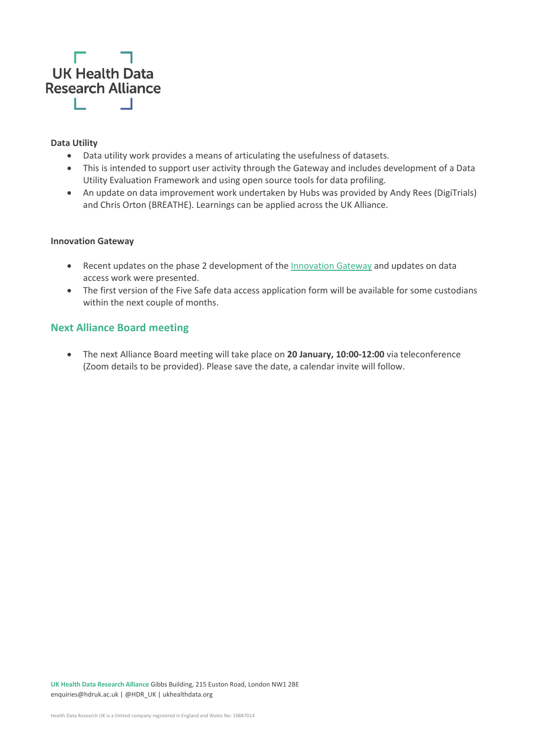**Data Utility**

- Data utility work provides a means of articulating the usefulness of datasets.
- This is intended to support user activity through the Gateway and includes development of a Data Utility Evaluation Framework and using open source tools for data profiling.
- An update on data improvement work undertaken by Hubs was provided by Andy Rees (DigiTrials) and Chris Orton (BREATHE). Learnings can be applied across the UK Alliance.

**Innovation Gateway**

- Recent updates on the phase 2 development of the Innovation Gateway and updates on data access work were presented.
- The first version of the Five Safe data access application form will be available for some custodians within the next couple of months.

## Next Alliance Board meeting

- The next Alliance Board meeting will take place on **20 January, 10:00-12:00** via teleconference (Zoom details to be provided). Please save the date, a calendar invite will follow.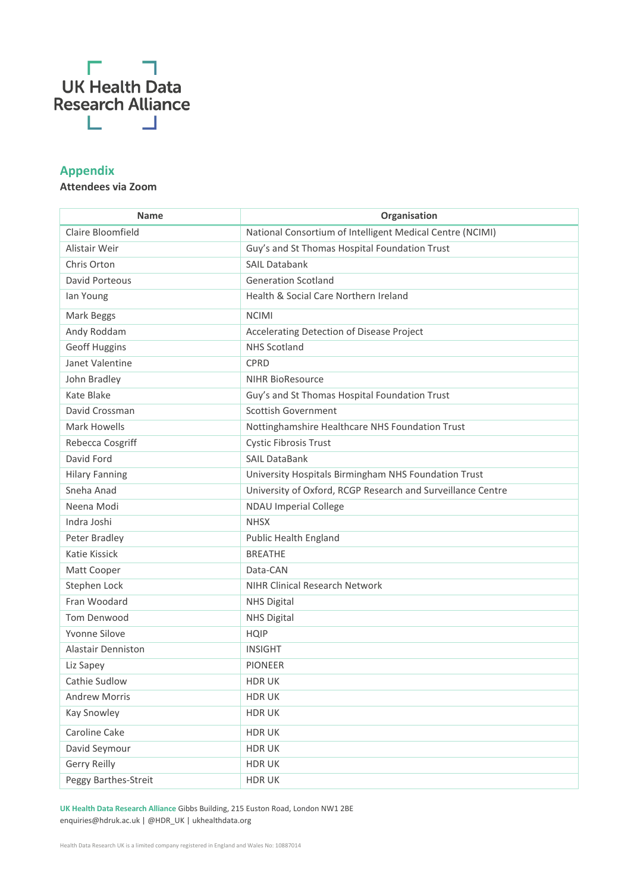UK Health Data Research Alliance

## Appendix

**Attendees via Zoom**

| Name | Organisation |
|---|---|
| Claire Bloomfield | National Consortium of Intelligent Medical Centre (NCIMI) |
| Alistair Weir | Guy's and St Thomas Hospital Foundation Trust |
| Chris Orton | SAIL Databank |
| David Porteous | Generation Scotland |
| Ian Young | Health & Social Care Northern Ireland |
| Mark Beggs | NCIMI |
| Andy Roddam | Accelerating Detection of Disease Project |
| Geoff Huggins | NHS Scotland |
| Janet Valentine | CPRD |
| John Bradley | NIHR BioResource |
| Kate Blake | Guy's and St Thomas Hospital Foundation Trust |
| David Crossman | Scottish Government |
| Mark Howells | Nottinghamshire Healthcare NHS Foundation Trust |
| Rebecca Cosgriff | Cystic Fibrosis Trust |
| David Ford | SAIL DataBank |
| Hilary Fanning | University Hospitals Birmingham NHS Foundation Trust |
| Sneha Anad | University of Oxford, RCGP Research and Surveillance Centre |
| Neena Modi | NDAU Imperial College |
| Indra Joshi | NHSX |
| Peter Bradley | Public Health England |
| Katie Kissick | BREATHE |
| Matt Cooper | Data-CAN |
| Stephen Lock | NIHR Clinical Research Network |
| Fran Woodard | NHS Digital |
| Tom Denwood | NHS Digital |
| Yvonne Silove | HQIP |
| Alastair Denniston | INSIGHT |
| Liz Sapey | PIONEER |
| Cathie Sudlow | HDR UK |
| Andrew Morris | HDR UK |
| Kay Snowley | HDR UK |
| Caroline Cake | HDR UK |
| David Seymour | HDR UK |
| Gerry Reilly | HDR UK |
| Peggy Barthes-Streit | HDR UK |

**UK Health Data Research Alliance** Gibbs Building, 215 Euston Road, London NW1 2BE
enquiries@hdruk.ac.uk | @HDR_UK | ukhealthdata.org

Health Data Research UK is a limited company registered in England and Wales No: 10887014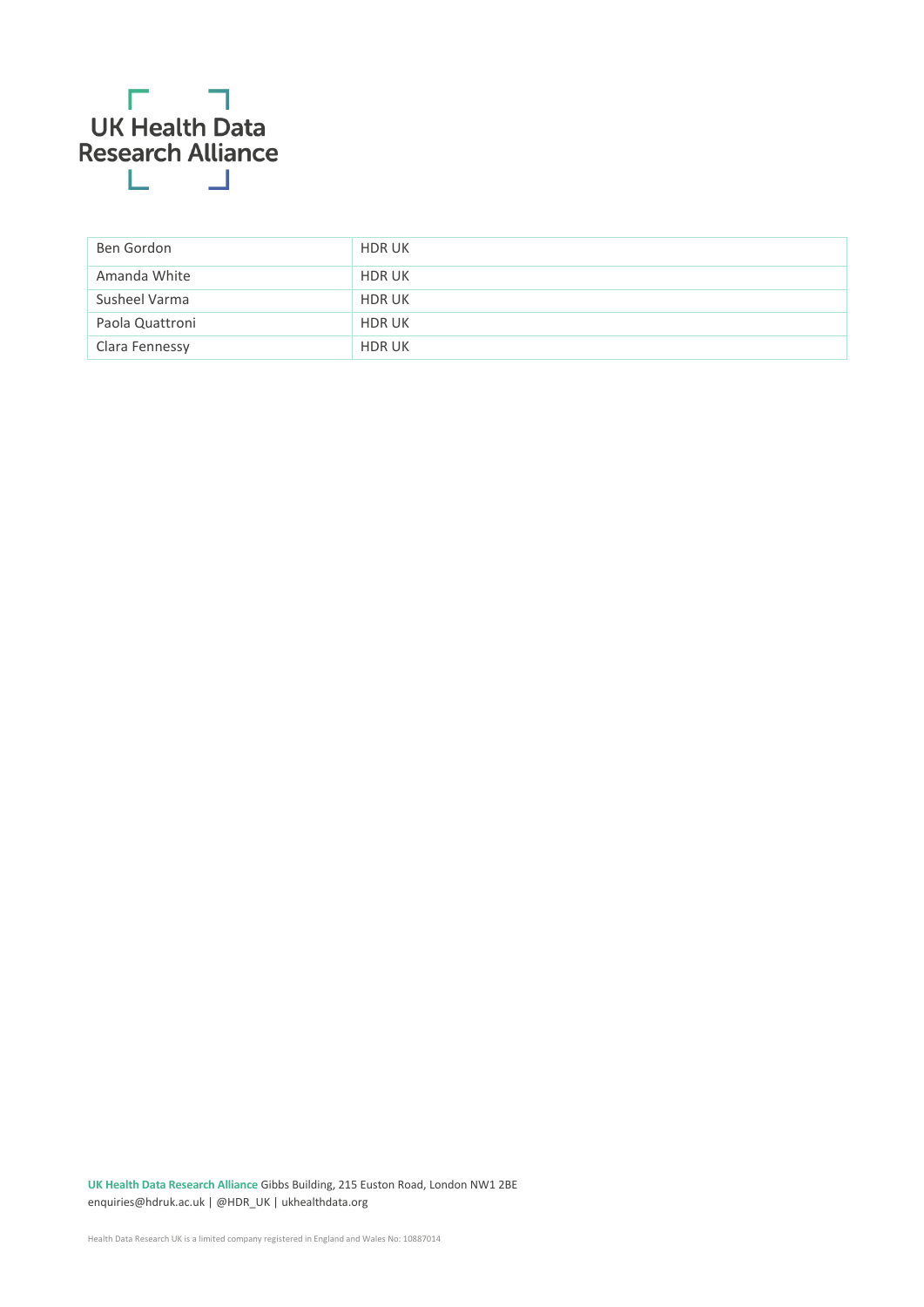UK Health Data Research Alliance

| | |
|---|---|
| Ben Gordon | HDR UK |
| Amanda White | HDR UK |
| Susheel Varma | HDR UK |
| Paola Quattroni | HDR UK |
| Clara Fennessy | HDR UK |

**UK Health Data Research Alliance** Gibbs Building, 215 Euston Road, London NW1 2BE
enquiries@hdruk.ac.uk | @HDR_UK | ukhealthdata.org

Health Data Research UK is a limited company registered in England and Wales No: 10887014